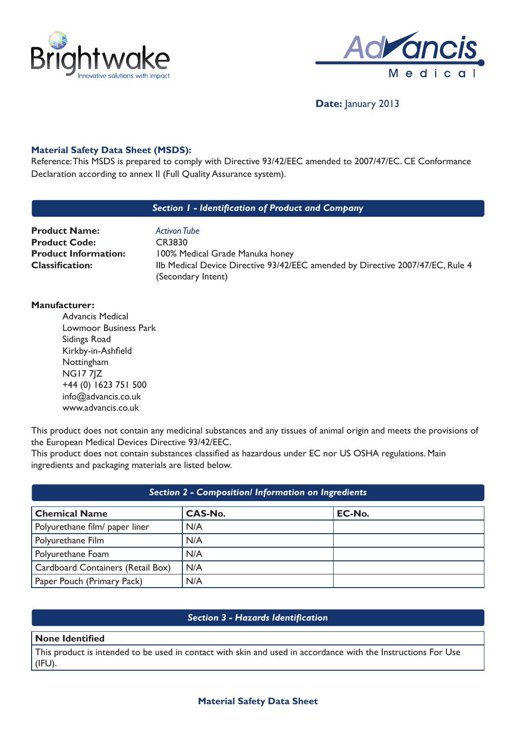Brightwake
Innovative solutions with impact

Advancis Medical

**Date:** January 2013

**Material Safety Data Sheet (MSDS):**

Reference: This MSDS is prepared to comply with Directive 93/42/EEC amended to 2007/47/EC. CE Conformance Declaration according to annex II (Full Quality Assurance system).

## *Section 1 - Identification of Product and Company*

**Product Name:** *Activon Tube*
**Product Code:** CR3830
**Product Information:** 100% Medical Grade Manuka honey
**Classification:** IIb Medical Device Directive 93/42/EEC amended by Directive 2007/47/EC, Rule 4 (Secondary Intent)

**Manufacturer:**

Advancis Medical
Lowmoor Business Park
Sidings Road
Kirkby-in-Ashfield
Nottingham
NG17 7JZ
+44 (0) 1623 751 500
info@advancis.co.uk
www.advancis.co.uk

This product does not contain any medicinal substances and any tissues of animal origin and meets the provisions of the European Medical Devices Directive 93/42/EEC.
This product does not contain substances classified as hazardous under EC nor US OSHA regulations. Main ingredients and packaging materials are listed below.

## *Section 2 - Composition/ Information on Ingredients*

| Chemical Name | CAS-No. | EC-No. |
|---|---|---|
| Polyurethane film/ paper liner | N/A | |
| Polyurethane Film | N/A | |
| Polyurethane Foam | N/A | |
| Cardboard Containers (Retail Box) | N/A | |
| Paper Pouch (Primary Pack) | N/A | |

## *Section 3 - Hazards Identification*

| None Identified |
|---|
| This product is intended to be used in contact with skin and used in accordance with the Instructions For Use (IFU). |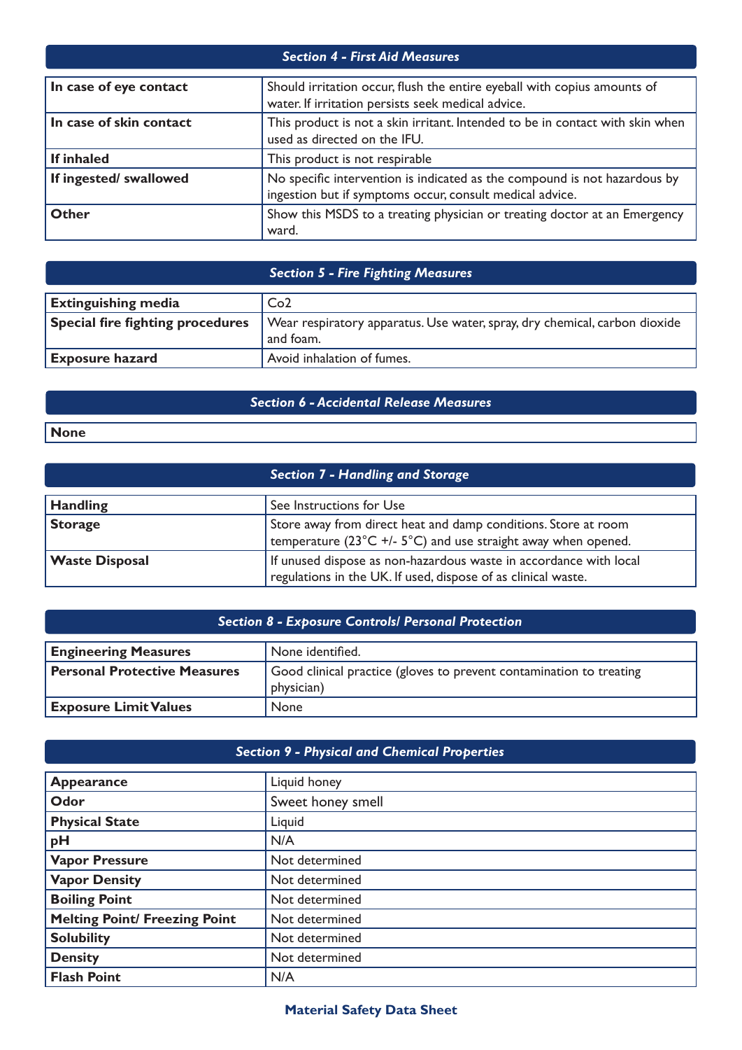## Section 4 - First Aid Measures

| | |
|---|---|
| **In case of eye contact** | Should irritation occur, flush the entire eyeball with copius amounts of water. If irritation persists seek medical advice. |
| **In case of skin contact** | This product is not a skin irritant. Intended to be in contact with skin when used as directed on the IFU. |
| **If inhaled** | This product is not respirable |
| **If ingested/ swallowed** | No specific intervention is indicated as the compound is not hazardous by ingestion but if symptoms occur, consult medical advice. |
| **Other** | Show this MSDS to a treating physician or treating doctor at an Emergency ward. |

## Section 5 - Fire Fighting Measures

| | |
|---|---|
| **Extinguishing media** | Co2 |
| **Special fire fighting procedures** | Wear respiratory apparatus. Use water, spray, dry chemical, carbon dioxide and foam. |
| **Exposure hazard** | Avoid inhalation of fumes. |

## Section 6 - Accidental Release Measures

**None**

## Section 7 - Handling and Storage

| | |
|---|---|
| **Handling** | See Instructions for Use |
| **Storage** | Store away from direct heat and damp conditions. Store at room temperature (23°C +/- 5°C) and use straight away when opened. |
| **Waste Disposal** | If unused dispose as non-hazardous waste in accordance with local regulations in the UK. If used, dispose of as clinical waste. |

## Section 8 - Exposure Controls/ Personal Protection

| | |
|---|---|
| **Engineering Measures** | None identified. |
| **Personal Protective Measures** | Good clinical practice (gloves to prevent contamination to treating physician) |
| **Exposure Limit Values** | None |

## Section 9 - Physical and Chemical Properties

| | |
|---|---|
| **Appearance** | Liquid honey |
| **Odor** | Sweet honey smell |
| **Physical State** | Liquid |
| **pH** | N/A |
| **Vapor Pressure** | Not determined |
| **Vapor Density** | Not determined |
| **Boiling Point** | Not determined |
| **Melting Point/ Freezing Point** | Not determined |
| **Solubility** | Not determined |
| **Density** | Not determined |
| **Flash Point** | N/A |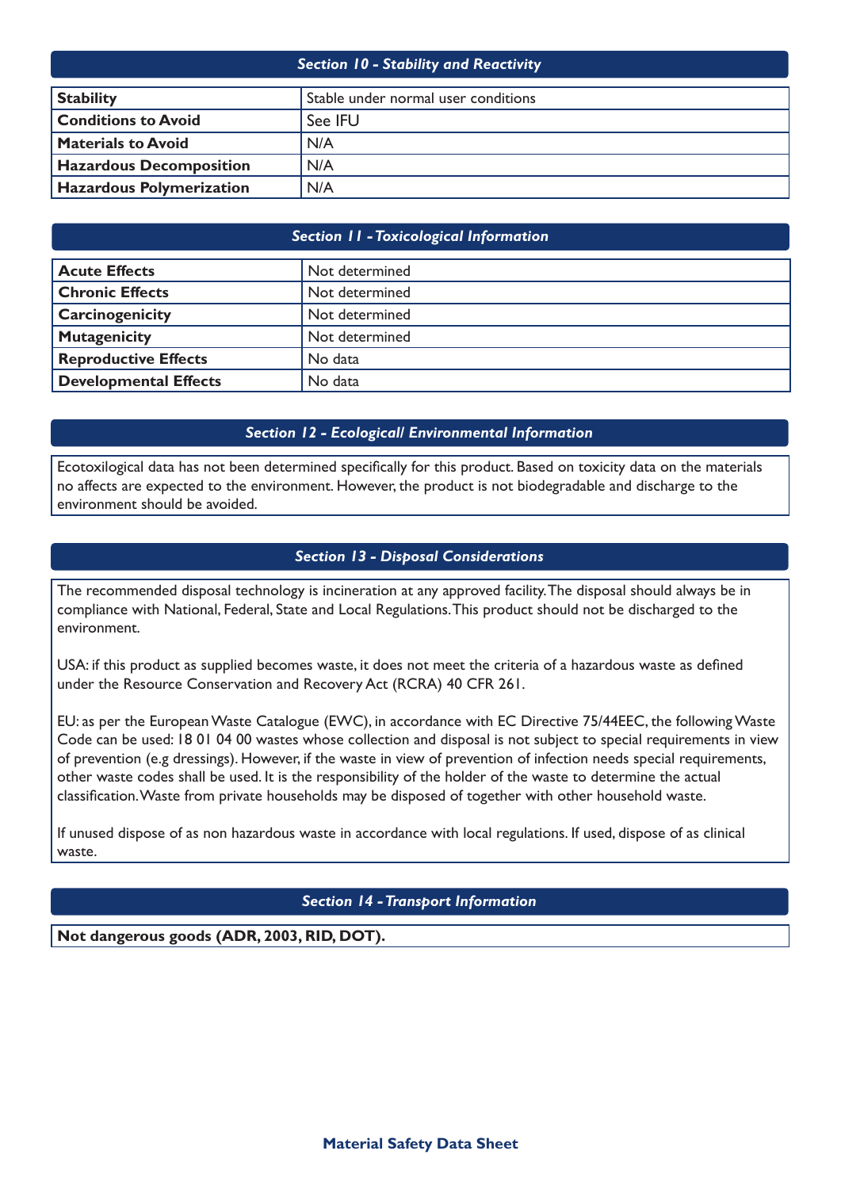## *Section 10 - Stability and Reactivity*

| **Stability** | Stable under normal user conditions |
|---|---|
| **Conditions to Avoid** | See IFU |
| **Materials to Avoid** | N/A |
| **Hazardous Decomposition** | N/A |
| **Hazardous Polymerization** | N/A |

## *Section 11 - Toxicological Information*

| **Acute Effects** | Not determined |
|---|---|
| **Chronic Effects** | Not determined |
| **Carcinogenicity** | Not determined |
| **Mutagenicity** | Not determined |
| **Reproductive Effects** | No data |
| **Developmental Effects** | No data |

## *Section 12 - Ecological/ Environmental Information*

Ecotoxilogical data has not been determined specifically for this product. Based on toxicity data on the materials no affects are expected to the environment. However, the product is not biodegradable and discharge to the environment should be avoided.

## *Section 13 - Disposal Considerations*

The recommended disposal technology is incineration at any approved facility. The disposal should always be in compliance with National, Federal, State and Local Regulations. This product should not be discharged to the environment.

USA: if this product as supplied becomes waste, it does not meet the criteria of a hazardous waste as defined under the Resource Conservation and Recovery Act (RCRA) 40 CFR 261.

EU: as per the European Waste Catalogue (EWC), in accordance with EC Directive 75/44EEC, the following Waste Code can be used: 18 01 04 00 wastes whose collection and disposal is not subject to special requirements in view of prevention (e.g dressings). However, if the waste in view of prevention of infection needs special requirements, other waste codes shall be used. It is the responsibility of the holder of the waste to determine the actual classification. Waste from private households may be disposed of together with other household waste.

If unused dispose of as non hazardous waste in accordance with local regulations. If used, dispose of as clinical waste.

## *Section 14 - Transport Information*

**Not dangerous goods (ADR, 2003, RID, DOT).**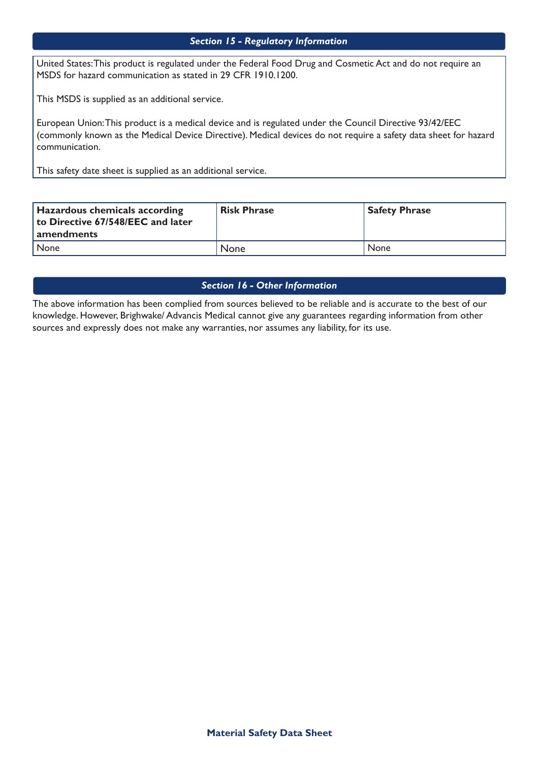## *Section 15 - Regulatory Information*

United States: This product is regulated under the Federal Food Drug and Cosmetic Act and do not require an MSDS for hazard communication as stated in 29 CFR 1910.1200.

This MSDS is supplied as an additional service.

European Union: This product is a medical device and is regulated under the Council Directive 93/42/EEC (commonly known as the Medical Device Directive). Medical devices do not require a safety data sheet for hazard communication.

This safety date sheet is supplied as an additional service.

| Hazardous chemicals according to Directive 67/548/EEC and later amendments | Risk Phrase | Safety Phrase |
|---|---|---|
| None | None | None |

## *Section 16 - Other Information*

The above information has been complied from sources believed to be reliable and is accurate to the best of our knowledge. However, Brighwake/ Advancis Medical cannot give any guarantees regarding information from other sources and expressly does not make any warranties, nor assumes any liability, for its use.